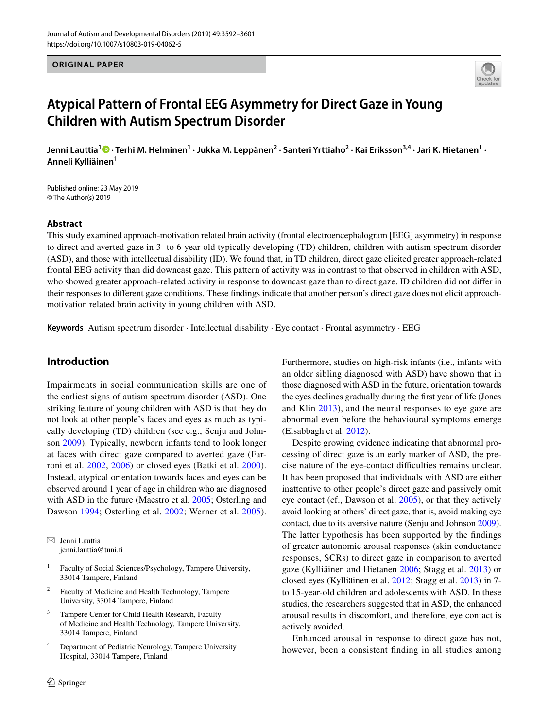ORIGINAL PAPER

# Atypical Pattern of Frontal EEG Asymmetry for Direct Gaze in Young Children with Autism Spectrum Disorder

**Jenni Lauttia[1] · Terhi M. Helminen[1] · Jukka M. Leppänen[2] · Santeri Yrttiaho[2] · Kai Eriksson[3,4] · Jari K. Hietanen[1] · Anneli Kylliäinen[1]**

Published online: 23 May 2019
© The Author(s) 2019

## Abstract

This study examined approach-motivation related brain activity (frontal electroencephalogram [EEG] asymmetry) in response to direct and averted gaze in 3- to 6-year-old typically developing (TD) children, children with autism spectrum disorder (ASD), and those with intellectual disability (ID). We found that, in TD children, direct gaze elicited greater approach-related frontal EEG activity than did downcast gaze. This pattern of activity was in contrast to that observed in children with ASD, who showed greater approach-related activity in response to downcast gaze than to direct gaze. ID children did not differ in their responses to different gaze conditions. These findings indicate that another person's direct gaze does not elicit approach-motivation related brain activity in young children with ASD.

**Keywords** Autism spectrum disorder · Intellectual disability · Eye contact · Frontal asymmetry · EEG

## Introduction

Impairments in social communication skills are one of the earliest signs of autism spectrum disorder (ASD). One striking feature of young children with ASD is that they do not look at other people's faces and eyes as much as typically developing (TD) children (see e.g., Senju and Johnson 2009). Typically, newborn infants tend to look longer at faces with direct gaze compared to averted gaze (Farroni et al. 2002, 2006) or closed eyes (Batki et al. 2000). Instead, atypical orientation towards faces and eyes can be observed around 1 year of age in children who are diagnosed with ASD in the future (Maestro et al. 2005; Osterling and Dawson 1994; Osterling et al. 2002; Werner et al. 2005). Furthermore, studies on high-risk infants (i.e., infants with an older sibling diagnosed with ASD) have shown that in those diagnosed with ASD in the future, orientation towards the eyes declines gradually during the first year of life (Jones and Klin 2013), and the neural responses to eye gaze are abnormal even before the behavioural symptoms emerge (Elsabbagh et al. 2012).

Despite growing evidence indicating that abnormal processing of direct gaze is an early marker of ASD, the precise nature of the eye-contact difficulties remains unclear. It has been proposed that individuals with ASD are either inattentive to other people's direct gaze and passively omit eye contact (cf., Dawson et al. 2005), or that they actively avoid looking at others' direct gaze, that is, avoid making eye contact, due to its aversive nature (Senju and Johnson 2009). The latter hypothesis has been supported by the findings of greater autonomic arousal responses (skin conductance responses, SCRs) to direct gaze in comparison to averted gaze (Kylliäinen and Hietanen 2006; Stagg et al. 2013) or closed eyes (Kylliäinen et al. 2012; Stagg et al. 2013) in 7- to 15-year-old children and adolescents with ASD. In these studies, the researchers suggested that in ASD, the enhanced arousal results in discomfort, and therefore, eye contact is actively avoided.

Enhanced arousal in response to direct gaze has not, however, been a consistent finding in all studies among

---

✉ Jenni Lauttia
jenni.lauttia@tuni.fi

[1] Faculty of Social Sciences/Psychology, Tampere University, 33014 Tampere, Finland

[2] Faculty of Medicine and Health Technology, Tampere University, 33014 Tampere, Finland

[3] Tampere Center for Child Health Research, Faculty of Medicine and Health Technology, Tampere University, 33014 Tampere, Finland

[4] Department of Pediatric Neurology, Tampere University Hospital, 33014 Tampere, Finland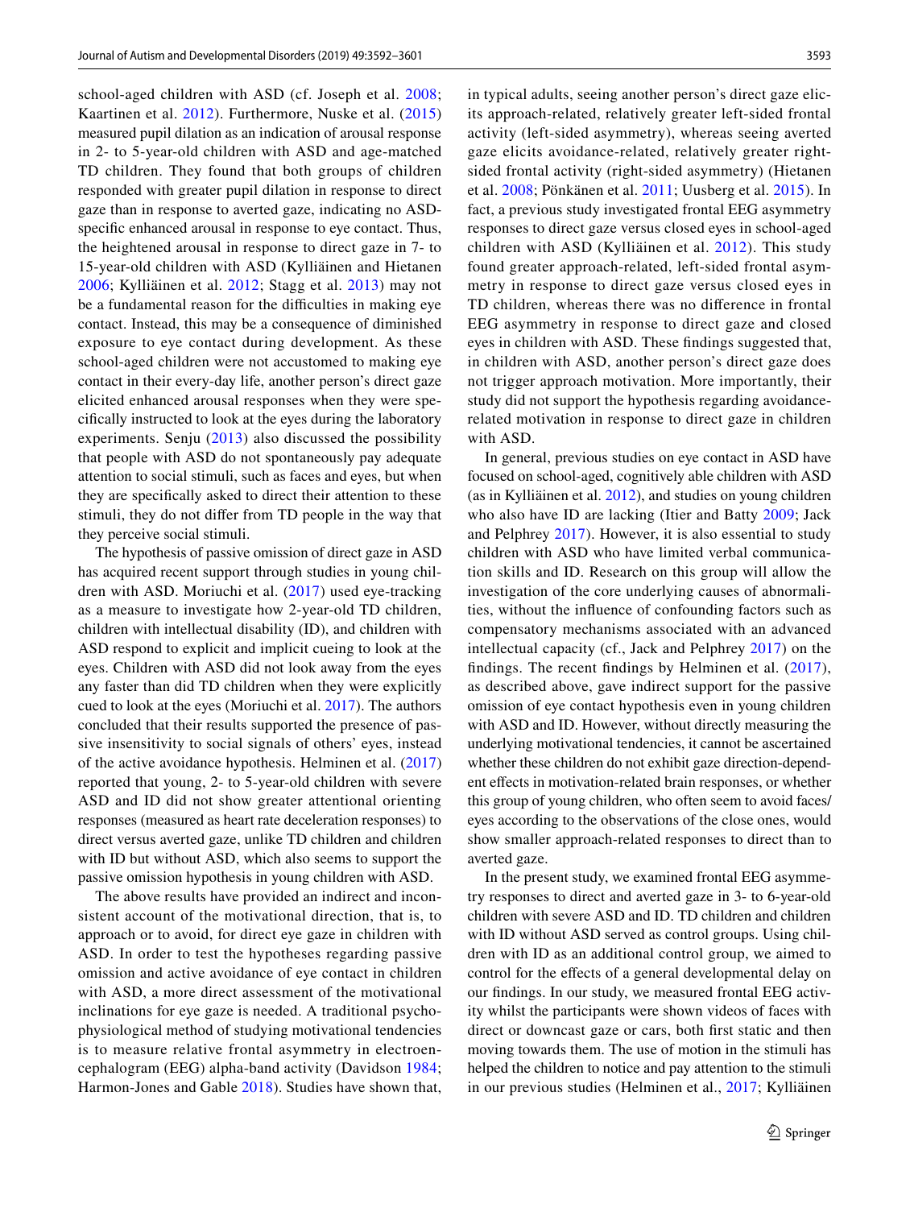school-aged children with ASD (cf. Joseph et al. 2008; Kaartinen et al. 2012). Furthermore, Nuske et al. (2015) measured pupil dilation as an indication of arousal response in 2- to 5-year-old children with ASD and age-matched TD children. They found that both groups of children responded with greater pupil dilation in response to direct gaze than in response to averted gaze, indicating no ASD-specific enhanced arousal in response to eye contact. Thus, the heightened arousal in response to direct gaze in 7- to 15-year-old children with ASD (Kylliäinen and Hietanen 2006; Kylliäinen et al. 2012; Stagg et al. 2013) may not be a fundamental reason for the difficulties in making eye contact. Instead, this may be a consequence of diminished exposure to eye contact during development. As these school-aged children were not accustomed to making eye contact in their every-day life, another person's direct gaze elicited enhanced arousal responses when they were specifically instructed to look at the eyes during the laboratory experiments. Senju (2013) also discussed the possibility that people with ASD do not spontaneously pay adequate attention to social stimuli, such as faces and eyes, but when they are specifically asked to direct their attention to these stimuli, they do not differ from TD people in the way that they perceive social stimuli.

The hypothesis of passive omission of direct gaze in ASD has acquired recent support through studies in young children with ASD. Moriuchi et al. (2017) used eye-tracking as a measure to investigate how 2-year-old TD children, children with intellectual disability (ID), and children with ASD respond to explicit and implicit cueing to look at the eyes. Children with ASD did not look away from the eyes any faster than did TD children when they were explicitly cued to look at the eyes (Moriuchi et al. 2017). The authors concluded that their results supported the presence of passive insensitivity to social signals of others' eyes, instead of the active avoidance hypothesis. Helminen et al. (2017) reported that young, 2- to 5-year-old children with severe ASD and ID did not show greater attentional orienting responses (measured as heart rate deceleration responses) to direct versus averted gaze, unlike TD children and children with ID but without ASD, which also seems to support the passive omission hypothesis in young children with ASD.

The above results have provided an indirect and inconsistent account of the motivational direction, that is, to approach or to avoid, for direct eye gaze in children with ASD. In order to test the hypotheses regarding passive omission and active avoidance of eye contact in children with ASD, a more direct assessment of the motivational inclinations for eye gaze is needed. A traditional psychophysiological method of studying motivational tendencies is to measure relative frontal asymmetry in electroencephalogram (EEG) alpha-band activity (Davidson 1984; Harmon-Jones and Gable 2018). Studies have shown that, in typical adults, seeing another person's direct gaze elicits approach-related, relatively greater left-sided frontal activity (left-sided asymmetry), whereas seeing averted gaze elicits avoidance-related, relatively greater right-sided frontal activity (right-sided asymmetry) (Hietanen et al. 2008; Pönkänen et al. 2011; Uusberg et al. 2015). In fact, a previous study investigated frontal EEG asymmetry responses to direct gaze versus closed eyes in school-aged children with ASD (Kylliäinen et al. 2012). This study found greater approach-related, left-sided frontal asymmetry in response to direct gaze versus closed eyes in TD children, whereas there was no difference in frontal EEG asymmetry in response to direct gaze and closed eyes in children with ASD. These findings suggested that, in children with ASD, another person's direct gaze does not trigger approach motivation. More importantly, their study did not support the hypothesis regarding avoidance-related motivation in response to direct gaze in children with ASD.

In general, previous studies on eye contact in ASD have focused on school-aged, cognitively able children with ASD (as in Kylliäinen et al. 2012), and studies on young children who also have ID are lacking (Itier and Batty 2009; Jack and Pelphrey 2017). However, it is also essential to study children with ASD who have limited verbal communication skills and ID. Research on this group will allow the investigation of the core underlying causes of abnormalities, without the influence of confounding factors such as compensatory mechanisms associated with an advanced intellectual capacity (cf., Jack and Pelphrey 2017) on the findings. The recent findings by Helminen et al. (2017), as described above, gave indirect support for the passive omission of eye contact hypothesis even in young children with ASD and ID. However, without directly measuring the underlying motivational tendencies, it cannot be ascertained whether these children do not exhibit gaze direction-dependent effects in motivation-related brain responses, or whether this group of young children, who often seem to avoid faces/eyes according to the observations of the close ones, would show smaller approach-related responses to direct than to averted gaze.

In the present study, we examined frontal EEG asymmetry responses to direct and averted gaze in 3- to 6-year-old children with severe ASD and ID. TD children and children with ID without ASD served as control groups. Using children with ID as an additional control group, we aimed to control for the effects of a general developmental delay on our findings. In our study, we measured frontal EEG activity whilst the participants were shown videos of faces with direct or downcast gaze or cars, both first static and then moving towards them. The use of motion in the stimuli has helped the children to notice and pay attention to the stimuli in our previous studies (Helminen et al., 2017; Kylliäinen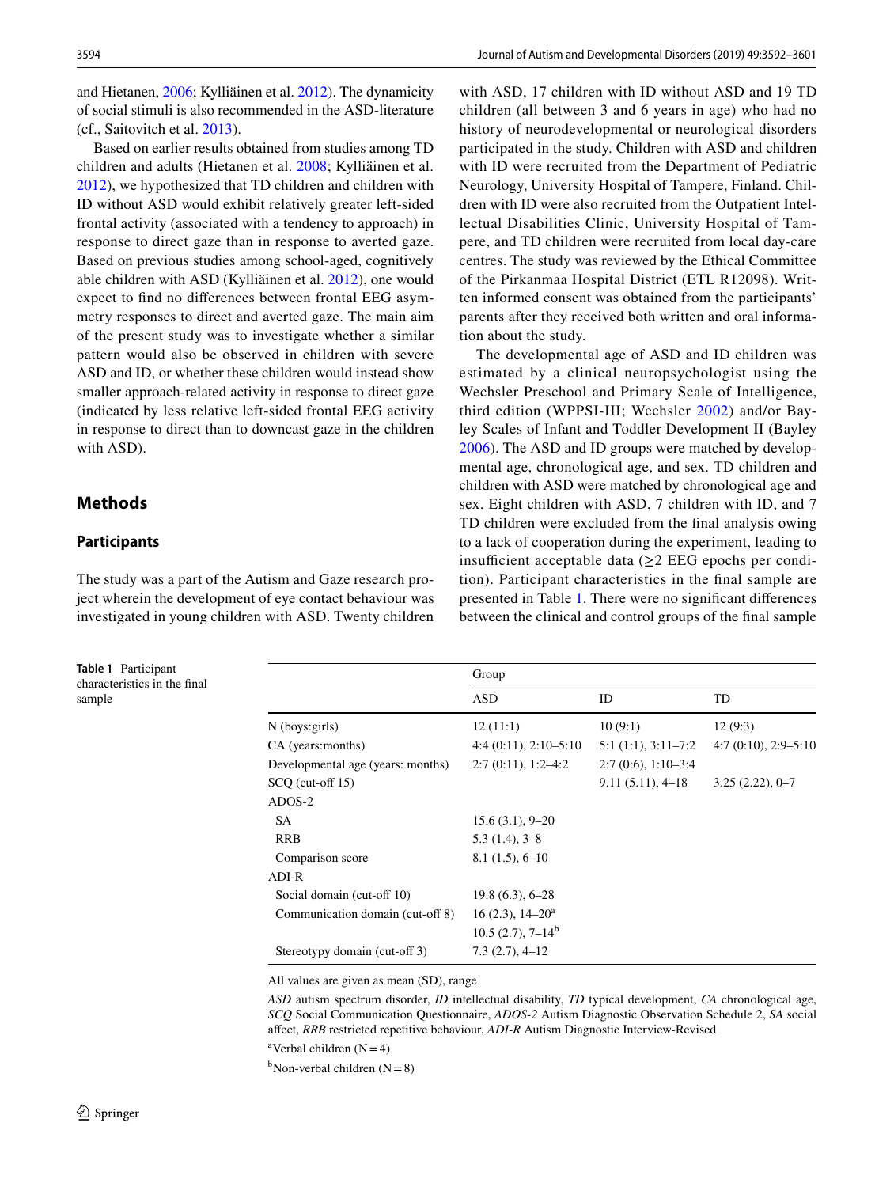and Hietanen, 2006; Kylliäinen et al. 2012). The dynamicity of social stimuli is also recommended in the ASD-literature (cf., Saitovitch et al. 2013).

Based on earlier results obtained from studies among TD children and adults (Hietanen et al. 2008; Kylliäinen et al. 2012), we hypothesized that TD children and children with ID without ASD would exhibit relatively greater left-sided frontal activity (associated with a tendency to approach) in response to direct gaze than in response to averted gaze. Based on previous studies among school-aged, cognitively able children with ASD (Kylliäinen et al. 2012), one would expect to find no differences between frontal EEG asymmetry responses to direct and averted gaze. The main aim of the present study was to investigate whether a similar pattern would also be observed in children with severe ASD and ID, or whether these children would instead show smaller approach-related activity in response to direct gaze (indicated by less relative left-sided frontal EEG activity in response to direct than to downcast gaze in the children with ASD).

## Methods

### Participants

The study was a part of the Autism and Gaze research project wherein the development of eye contact behaviour was investigated in young children with ASD. Twenty children with ASD, 17 children with ID without ASD and 19 TD children (all between 3 and 6 years in age) who had no history of neurodevelopmental or neurological disorders participated in the study. Children with ASD and children with ID were recruited from the Department of Pediatric Neurology, University Hospital of Tampere, Finland. Children with ID were also recruited from the Outpatient Intellectual Disabilities Clinic, University Hospital of Tampere, and TD children were recruited from local day-care centres. The study was reviewed by the Ethical Committee of the Pirkanmaa Hospital District (ETL R12098). Written informed consent was obtained from the participants' parents after they received both written and oral information about the study.

The developmental age of ASD and ID children was estimated by a clinical neuropsychologist using the Wechsler Preschool and Primary Scale of Intelligence, third edition (WPPSI-III; Wechsler 2002) and/or Bayley Scales of Infant and Toddler Development II (Bayley 2006). The ASD and ID groups were matched by developmental age, chronological age, and sex. TD children and children with ASD were matched by chronological age and sex. Eight children with ASD, 7 children with ID, and 7 TD children were excluded from the final analysis owing to a lack of cooperation during the experiment, leading to insufficient acceptable data (≥2 EEG epochs per condition). Participant characteristics in the final sample are presented in Table 1. There were no significant differences between the clinical and control groups of the final sample

**Table 1** Participant characteristics in the final sample

| | Group | | |
|---|---|---|---|
| | ASD | ID | TD |
| N (boys:girls) | 12 (11:1) | 10 (9:1) | 12 (9:3) |
| CA (years:months) | 4:4 (0:11), 2:10–5:10 | 5:1 (1:1), 3:11–7:2 | 4:7 (0:10), 2:9–5:10 |
| Developmental age (years: months) | 2:7 (0:11), 1:2–4:2 | 2:7 (0:6), 1:10–3:4 | |
| SCQ (cut-off 15) | | 9.11 (5.11), 4–18 | 3.25 (2.22), 0–7 |
| ADOS-2 | | | |
| SA | 15.6 (3.1), 9–20 | | |
| RRB | 5.3 (1.4), 3–8 | | |
| Comparison score | 8.1 (1.5), 6–10 | | |
| ADI-R | | | |
| Social domain (cut-off 10) | 19.8 (6.3), 6–28 | | |
| Communication domain (cut-off 8) | 16 (2.3), 14–20[a] | | |
| | 10.5 (2.7), 7–14[b] | | |
| Stereotypy domain (cut-off 3) | 7.3 (2.7), 4–12 | | |

All values are given as mean (SD), range

*ASD* autism spectrum disorder, *ID* intellectual disability, *TD* typical development, *CA* chronological age, *SCQ* Social Communication Questionnaire, *ADOS-2* Autism Diagnostic Observation Schedule 2, *SA* social affect, *RRB* restricted repetitive behaviour, *ADI-R* Autism Diagnostic Interview-Revised

[a]Verbal children (N = 4)

[b]Non-verbal children (N = 8)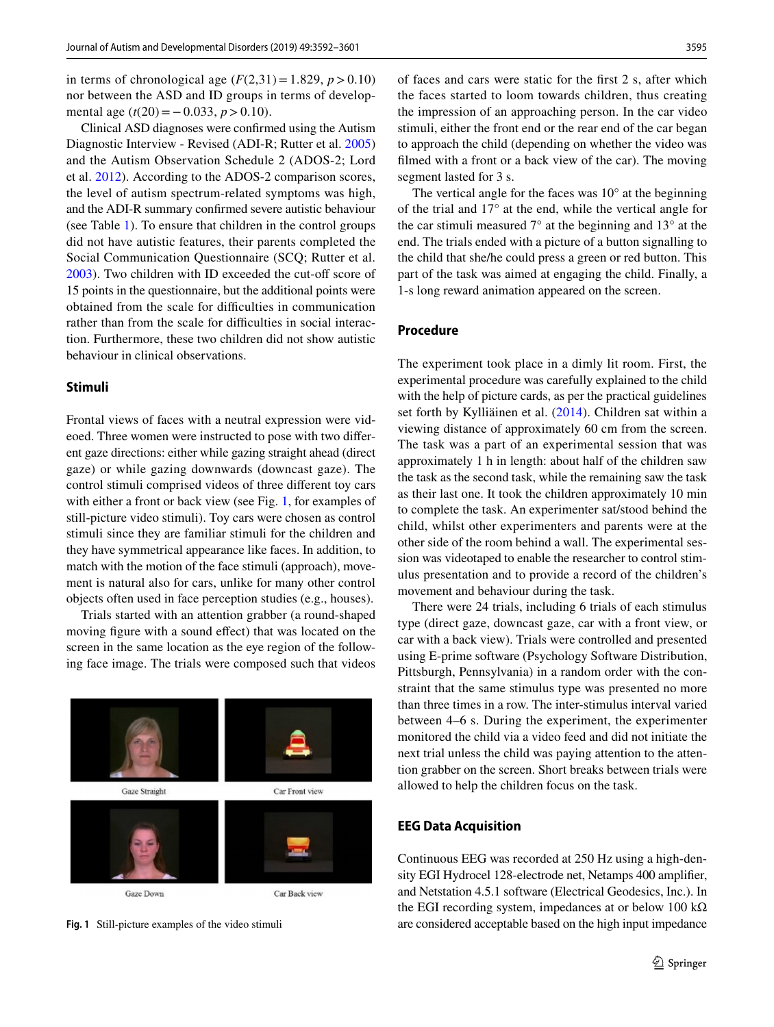in terms of chronological age ($F(2,31) = 1.829$, $p > 0.10$) nor between the ASD and ID groups in terms of developmental age ($t(20) = -0.033$, $p > 0.10$).

Clinical ASD diagnoses were confirmed using the Autism Diagnostic Interview - Revised (ADI-R; Rutter et al. 2005) and the Autism Observation Schedule 2 (ADOS-2; Lord et al. 2012). According to the ADOS-2 comparison scores, the level of autism spectrum-related symptoms was high, and the ADI-R summary confirmed severe autistic behaviour (see Table 1). To ensure that children in the control groups did not have autistic features, their parents completed the Social Communication Questionnaire (SCQ; Rutter et al. 2003). Two children with ID exceeded the cut-off score of 15 points in the questionnaire, but the additional points were obtained from the scale for difficulties in communication rather than from the scale for difficulties in social interaction. Furthermore, these two children did not show autistic behaviour in clinical observations.

### Stimuli

Frontal views of faces with a neutral expression were videoed. Three women were instructed to pose with two different gaze directions: either while gazing straight ahead (direct gaze) or while gazing downwards (downcast gaze). The control stimuli comprised videos of three different toy cars with either a front or back view (see Fig. 1, for examples of still-picture video stimuli). Toy cars were chosen as control stimuli since they are familiar stimuli for the children and they have symmetrical appearance like faces. In addition, to match with the motion of the face stimuli (approach), movement is natural also for cars, unlike for many other control objects often used in face perception studies (e.g., houses).

Trials started with an attention grabber (a round-shaped moving figure with a sound effect) that was located on the screen in the same location as the eye region of the following face image. The trials were composed such that videos of faces and cars were static for the first 2 s, after which the faces started to loom towards children, thus creating the impression of an approaching person. In the car video stimuli, either the front end or the rear end of the car began to approach the child (depending on whether the video was filmed with a front or a back view of the car). The moving segment lasted for 3 s.

The vertical angle for the faces was 10° at the beginning of the trial and 17° at the end, while the vertical angle for the car stimuli measured 7° at the beginning and 13° at the end. The trials ended with a picture of a button signalling to the child that she/he could press a green or red button. This part of the task was aimed at engaging the child. Finally, a 1-s long reward animation appeared on the screen.

Gaze Straight | Car Front view | Gaze Down | Car Back view

**Fig. 1** Still-picture examples of the video stimuli

### Procedure

The experiment took place in a dimly lit room. First, the experimental procedure was carefully explained to the child with the help of picture cards, as per the practical guidelines set forth by Kylliäinen et al. (2014). Children sat within a viewing distance of approximately 60 cm from the screen. The task was a part of an experimental session that was approximately 1 h in length: about half of the children saw the task as the second task, while the remaining saw the task as their last one. It took the children approximately 10 min to complete the task. An experimenter sat/stood behind the child, whilst other experimenters and parents were at the other side of the room behind a wall. The experimental session was videotaped to enable the researcher to control stimulus presentation and to provide a record of the children's movement and behaviour during the task.

There were 24 trials, including 6 trials of each stimulus type (direct gaze, downcast gaze, car with a front view, or car with a back view). Trials were controlled and presented using E-prime software (Psychology Software Distribution, Pittsburgh, Pennsylvania) in a random order with the constraint that the same stimulus type was presented no more than three times in a row. The inter-stimulus interval varied between 4–6 s. During the experiment, the experimenter monitored the child via a video feed and did not initiate the next trial unless the child was paying attention to the attention grabber on the screen. Short breaks between trials were allowed to help the children focus on the task.

### EEG Data Acquisition

Continuous EEG was recorded at 250 Hz using a high-density EGI Hydrocel 128-electrode net, Netamps 400 amplifier, and Netstation 4.5.1 software (Electrical Geodesics, Inc.). In the EGI recording system, impedances at or below 100 kΩ are considered acceptable based on the high input impedance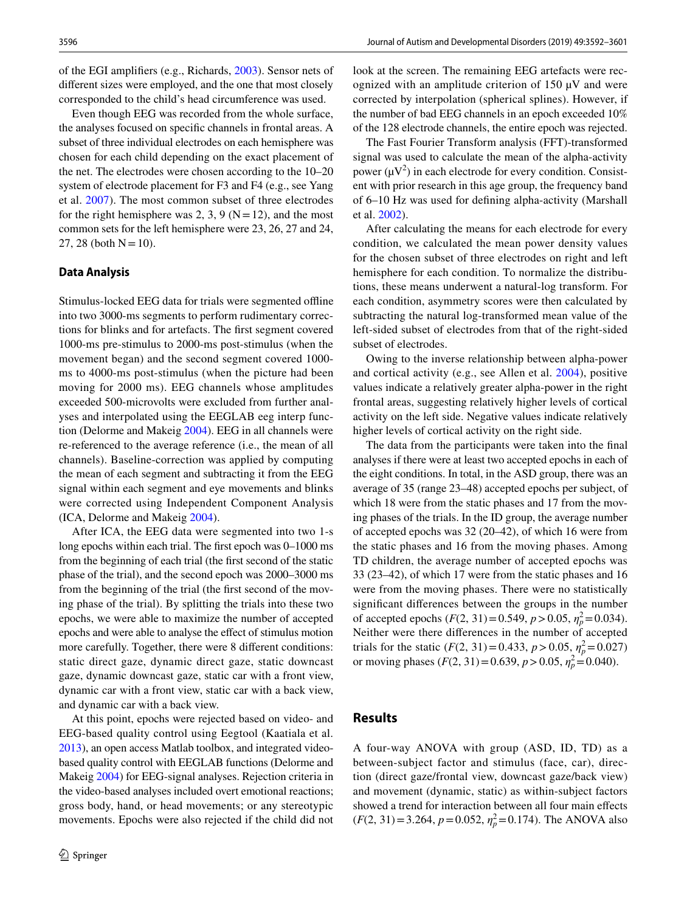of the EGI amplifiers (e.g., Richards, 2003). Sensor nets of different sizes were employed, and the one that most closely corresponded to the child's head circumference was used.

Even though EEG was recorded from the whole surface, the analyses focused on specific channels in frontal areas. A subset of three individual electrodes on each hemisphere was chosen for each child depending on the exact placement of the net. The electrodes were chosen according to the 10–20 system of electrode placement for F3 and F4 (e.g., see Yang et al. 2007). The most common subset of three electrodes for the right hemisphere was 2, 3, 9 (N = 12), and the most common sets for the left hemisphere were 23, 26, 27 and 24, 27, 28 (both N = 10).

## Data Analysis

Stimulus-locked EEG data for trials were segmented offline into two 3000-ms segments to perform rudimentary corrections for blinks and for artefacts. The first segment covered 1000-ms pre-stimulus to 2000-ms post-stimulus (when the movement began) and the second segment covered 1000-ms to 4000-ms post-stimulus (when the picture had been moving for 2000 ms). EEG channels whose amplitudes exceeded 500-microvolts were excluded from further analyses and interpolated using the EEGLAB eeg interp function (Delorme and Makeig 2004). EEG in all channels were re-referenced to the average reference (i.e., the mean of all channels). Baseline-correction was applied by computing the mean of each segment and subtracting it from the EEG signal within each segment and eye movements and blinks were corrected using Independent Component Analysis (ICA, Delorme and Makeig 2004).

After ICA, the EEG data were segmented into two 1-s long epochs within each trial. The first epoch was 0–1000 ms from the beginning of each trial (the first second of the static phase of the trial), and the second epoch was 2000–3000 ms from the beginning of the trial (the first second of the moving phase of the trial). By splitting the trials into these two epochs, we were able to maximize the number of accepted epochs and were able to analyse the effect of stimulus motion more carefully. Together, there were 8 different conditions: static direct gaze, dynamic direct gaze, static downcast gaze, dynamic downcast gaze, static car with a front view, dynamic car with a front view, static car with a back view, and dynamic car with a back view.

At this point, epochs were rejected based on video- and EEG-based quality control using Eegtool (Kaatiala et al. 2013), an open access Matlab toolbox, and integrated video-based quality control with EEGLAB functions (Delorme and Makeig 2004) for EEG-signal analyses. Rejection criteria in the video-based analyses included overt emotional reactions; gross body, hand, or head movements; or any stereotypic movements. Epochs were also rejected if the child did not look at the screen. The remaining EEG artefacts were recognized with an amplitude criterion of 150 µV and were corrected by interpolation (spherical splines). However, if the number of bad EEG channels in an epoch exceeded 10% of the 128 electrode channels, the entire epoch was rejected.

The Fast Fourier Transform analysis (FFT)-transformed signal was used to calculate the mean of the alpha-activity power ($\mu V^2$) in each electrode for every condition. Consistent with prior research in this age group, the frequency band of 6–10 Hz was used for defining alpha-activity (Marshall et al. 2002).

After calculating the means for each electrode for every condition, we calculated the mean power density values for the chosen subset of three electrodes on right and left hemisphere for each condition. To normalize the distributions, these means underwent a natural-log transform. For each condition, asymmetry scores were then calculated by subtracting the natural log-transformed mean value of the left-sided subset of electrodes from that of the right-sided subset of electrodes.

Owing to the inverse relationship between alpha-power and cortical activity (e.g., see Allen et al. 2004), positive values indicate a relatively greater alpha-power in the right frontal areas, suggesting relatively higher levels of cortical activity on the left side. Negative values indicate relatively higher levels of cortical activity on the right side.

The data from the participants were taken into the final analyses if there were at least two accepted epochs in each of the eight conditions. In total, in the ASD group, there was an average of 35 (range 23–48) accepted epochs per subject, of which 18 were from the static phases and 17 from the moving phases of the trials. In the ID group, the average number of accepted epochs was 32 (20–42), of which 16 were from the static phases and 16 from the moving phases. Among TD children, the average number of accepted epochs was 33 (23–42), of which 17 were from the static phases and 16 were from the moving phases. There were no statistically significant differences between the groups in the number of accepted epochs ($F(2, 31) = 0.549$, $p > 0.05$, $\eta_p^2 = 0.034$). Neither were there differences in the number of accepted trials for the static ($F(2, 31) = 0.433$, $p > 0.05$, $\eta_p^2 = 0.027$) or moving phases ($F(2, 31) = 0.639$, $p > 0.05$, $\eta_p^2 = 0.040$).

## Results

A four-way ANOVA with group (ASD, ID, TD) as a between-subject factor and stimulus (face, car), direction (direct gaze/frontal view, downcast gaze/back view) and movement (dynamic, static) as within-subject factors showed a trend for interaction between all four main effects ($F(2, 31) = 3.264$, $p = 0.052$, $\eta_p^2 = 0.174$). The ANOVA also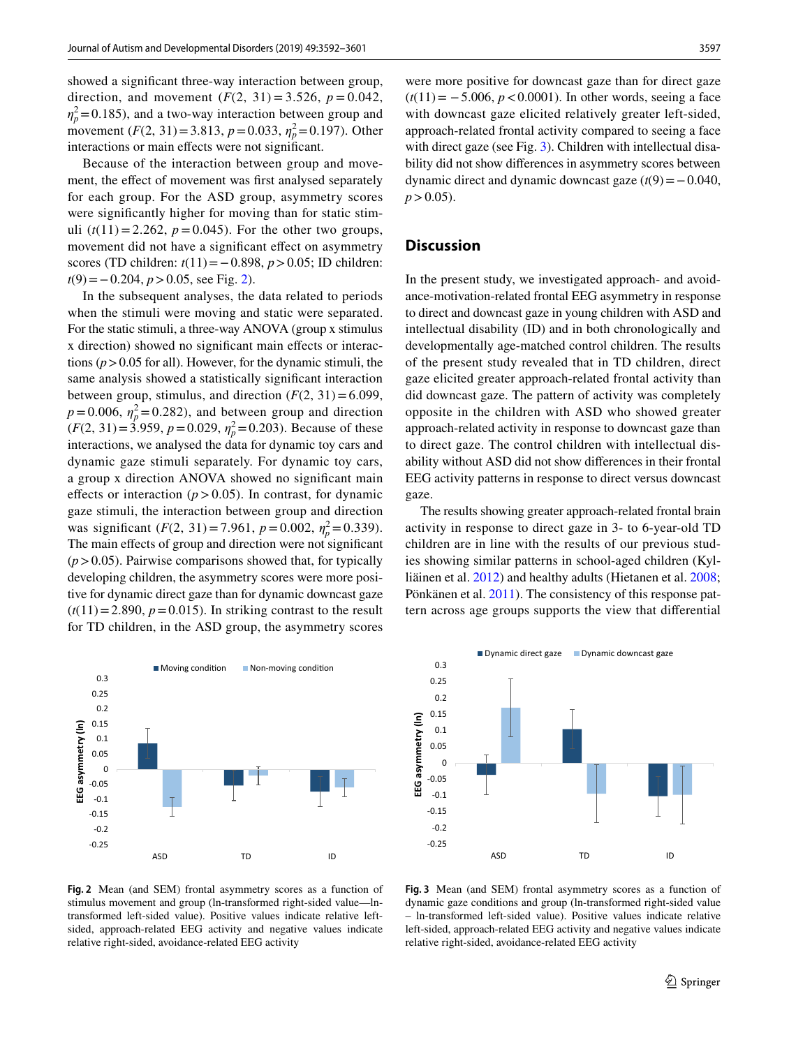showed a significant three-way interaction between group, direction, and movement ($F(2, 31) = 3.526$, $p = 0.042$, $\eta_p^2 = 0.185$), and a two-way interaction between group and movement ($F(2, 31) = 3.813$, $p = 0.033$, $\eta_p^2 = 0.197$). Other interactions or main effects were not significant.

Because of the interaction between group and movement, the effect of movement was first analysed separately for each group. For the ASD group, asymmetry scores were significantly higher for moving than for static stimuli ($t(11) = 2.262$, $p = 0.045$). For the other two groups, movement did not have a significant effect on asymmetry scores (TD children: $t(11) = -0.898$, $p > 0.05$; ID children: $t(9) = -0.204$, $p > 0.05$, see Fig. 2).

In the subsequent analyses, the data related to periods when the stimuli were moving and static were separated. For the static stimuli, a three-way ANOVA (group x stimulus x direction) showed no significant main effects or interactions ($p > 0.05$ for all). However, for the dynamic stimuli, the same analysis showed a statistically significant interaction between group, stimulus, and direction ($F(2, 31) = 6.099$, $p = 0.006$, $\eta_p^2 = 0.282$), and between group and direction ($F(2, 31) = 3.959$, $p = 0.029$, $\eta_p^2 = 0.203$). Because of these interactions, we analysed the data for dynamic toy cars and dynamic gaze stimuli separately. For dynamic toy cars, a group x direction ANOVA showed no significant main effects or interaction ($p > 0.05$). In contrast, for dynamic gaze stimuli, the interaction between group and direction was significant ($F(2, 31) = 7.961$, $p = 0.002$, $\eta_p^2 = 0.339$). The main effects of group and direction were not significant ($p > 0.05$). Pairwise comparisons showed that, for typically developing children, the asymmetry scores were more positive for dynamic direct gaze than for dynamic downcast gaze ($t(11) = 2.890$, $p = 0.015$). In striking contrast to the result for TD children, in the ASD group, the asymmetry scores were more positive for downcast gaze than for direct gaze ($t(11) = -5.006$, $p < 0.0001$). In other words, seeing a face with downcast gaze elicited relatively greater left-sided, approach-related frontal activity compared to seeing a face with direct gaze (see Fig. 3). Children with intellectual disability did not show differences in asymmetry scores between dynamic direct and dynamic downcast gaze ($t(9) = -0.040$, $p > 0.05$).

## Discussion

In the present study, we investigated approach- and avoidance-motivation-related frontal EEG asymmetry in response to direct and downcast gaze in young children with ASD and intellectual disability (ID) and in both chronologically and developmentally age-matched control children. The results of the present study revealed that in TD children, direct gaze elicited greater approach-related frontal activity than did downcast gaze. The pattern of activity was completely opposite in the children with ASD who showed greater approach-related activity in response to downcast gaze than to direct gaze. The control children with intellectual disability without ASD did not show differences in their frontal EEG activity patterns in response to direct versus downcast gaze.

The results showing greater approach-related frontal brain activity in response to direct gaze in 3- to 6-year-old TD children are in line with the results of our previous studies showing similar patterns in school-aged children (Kylliäinen et al. 2012) and healthy adults (Hietanen et al. 2008; Pönkänen et al. 2011). The consistency of this response pattern across age groups supports the view that differential

**Fig. 2** Mean (and SEM) frontal asymmetry scores as a function of stimulus movement and group (ln-transformed right-sided value—ln-transformed left-sided value). Positive values indicate relative left-sided, approach-related EEG activity and negative values indicate relative right-sided, avoidance-related EEG activity

**Fig. 3** Mean (and SEM) frontal asymmetry scores as a function of dynamic gaze conditions and group (ln-transformed right-sided value – ln-transformed left-sided value). Positive values indicate relative left-sided, approach-related EEG activity and negative values indicate relative right-sided, avoidance-related EEG activity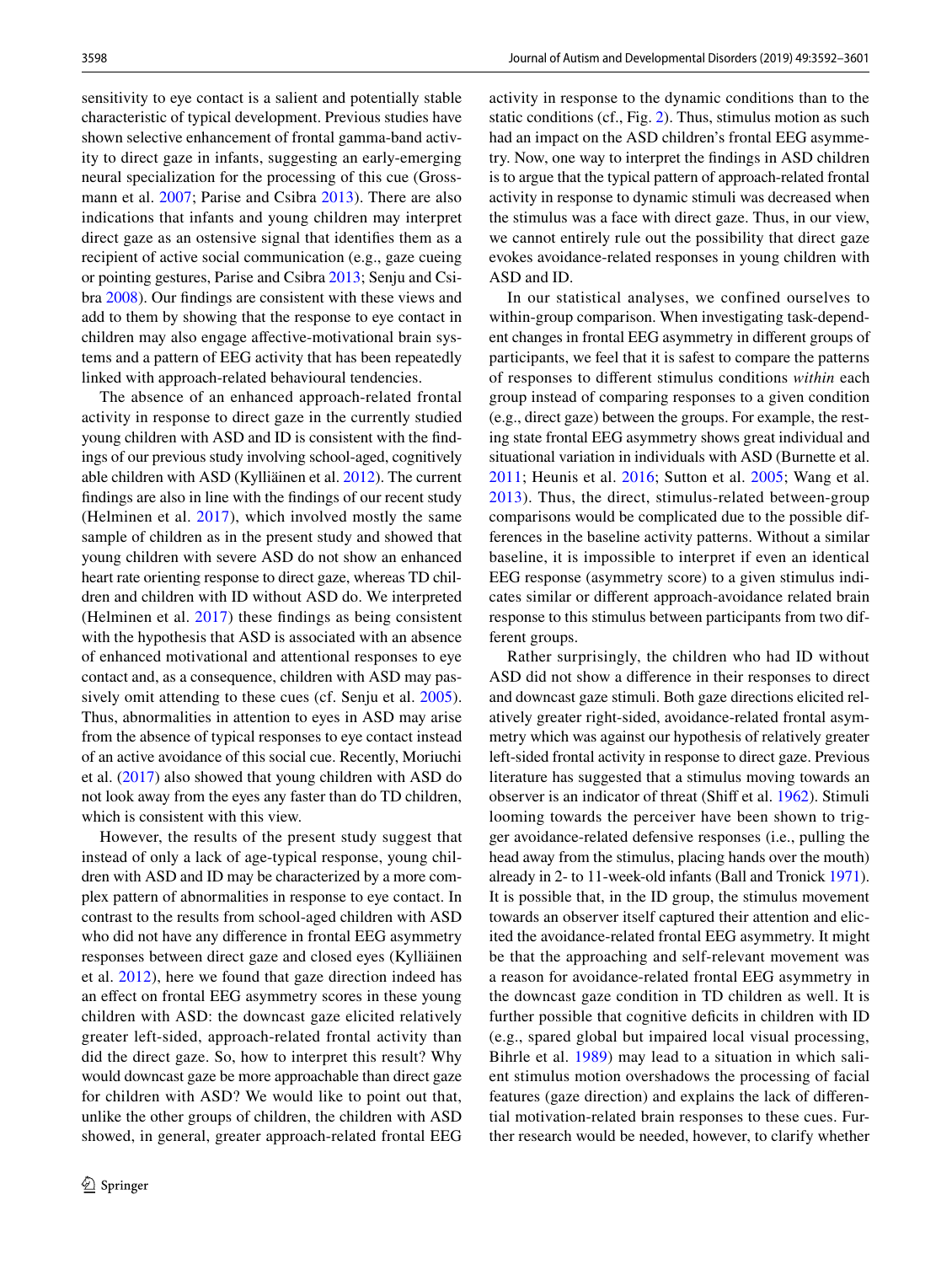sensitivity to eye contact is a salient and potentially stable characteristic of typical development. Previous studies have shown selective enhancement of frontal gamma-band activity to direct gaze in infants, suggesting an early-emerging neural specialization for the processing of this cue (Grossmann et al. 2007; Parise and Csibra 2013). There are also indications that infants and young children may interpret direct gaze as an ostensive signal that identifies them as a recipient of active social communication (e.g., gaze cueing or pointing gestures, Parise and Csibra 2013; Senju and Csibra 2008). Our findings are consistent with these views and add to them by showing that the response to eye contact in children may also engage affective-motivational brain systems and a pattern of EEG activity that has been repeatedly linked with approach-related behavioural tendencies.

The absence of an enhanced approach-related frontal activity in response to direct gaze in the currently studied young children with ASD and ID is consistent with the findings of our previous study involving school-aged, cognitively able children with ASD (Kylliäinen et al. 2012). The current findings are also in line with the findings of our recent study (Helminen et al. 2017), which involved mostly the same sample of children as in the present study and showed that young children with severe ASD do not show an enhanced heart rate orienting response to direct gaze, whereas TD children and children with ID without ASD do. We interpreted (Helminen et al. 2017) these findings as being consistent with the hypothesis that ASD is associated with an absence of enhanced motivational and attentional responses to eye contact and, as a consequence, children with ASD may passively omit attending to these cues (cf. Senju et al. 2005). Thus, abnormalities in attention to eyes in ASD may arise from the absence of typical responses to eye contact instead of an active avoidance of this social cue. Recently, Moriuchi et al. (2017) also showed that young children with ASD do not look away from the eyes any faster than do TD children, which is consistent with this view.

However, the results of the present study suggest that instead of only a lack of age-typical response, young children with ASD and ID may be characterized by a more complex pattern of abnormalities in response to eye contact. In contrast to the results from school-aged children with ASD who did not have any difference in frontal EEG asymmetry responses between direct gaze and closed eyes (Kylliäinen et al. 2012), here we found that gaze direction indeed has an effect on frontal EEG asymmetry scores in these young children with ASD: the downcast gaze elicited relatively greater left-sided, approach-related frontal activity than did the direct gaze. So, how to interpret this result? Why would downcast gaze be more approachable than direct gaze for children with ASD? We would like to point out that, unlike the other groups of children, the children with ASD showed, in general, greater approach-related frontal EEG activity in response to the dynamic conditions than to the static conditions (cf., Fig. 2). Thus, stimulus motion as such had an impact on the ASD children's frontal EEG asymmetry. Now, one way to interpret the findings in ASD children is to argue that the typical pattern of approach-related frontal activity in response to dynamic stimuli was decreased when the stimulus was a face with direct gaze. Thus, in our view, we cannot entirely rule out the possibility that direct gaze evokes avoidance-related responses in young children with ASD and ID.

In our statistical analyses, we confined ourselves to within-group comparison. When investigating task-dependent changes in frontal EEG asymmetry in different groups of participants, we feel that it is safest to compare the patterns of responses to different stimulus conditions *within* each group instead of comparing responses to a given condition (e.g., direct gaze) between the groups. For example, the resting state frontal EEG asymmetry shows great individual and situational variation in individuals with ASD (Burnette et al. 2011; Heunis et al. 2016; Sutton et al. 2005; Wang et al. 2013). Thus, the direct, stimulus-related between-group comparisons would be complicated due to the possible differences in the baseline activity patterns. Without a similar baseline, it is impossible to interpret if even an identical EEG response (asymmetry score) to a given stimulus indicates similar or different approach-avoidance related brain response to this stimulus between participants from two different groups.

Rather surprisingly, the children who had ID without ASD did not show a difference in their responses to direct and downcast gaze stimuli. Both gaze directions elicited relatively greater right-sided, avoidance-related frontal asymmetry which was against our hypothesis of relatively greater left-sided frontal activity in response to direct gaze. Previous literature has suggested that a stimulus moving towards an observer is an indicator of threat (Shiff et al. 1962). Stimuli looming towards the perceiver have been shown to trigger avoidance-related defensive responses (i.e., pulling the head away from the stimulus, placing hands over the mouth) already in 2- to 11-week-old infants (Ball and Tronick 1971). It is possible that, in the ID group, the stimulus movement towards an observer itself captured their attention and elicited the avoidance-related frontal EEG asymmetry. It might be that the approaching and self-relevant movement was a reason for avoidance-related frontal EEG asymmetry in the downcast gaze condition in TD children as well. It is further possible that cognitive deficits in children with ID (e.g., spared global but impaired local visual processing, Bihrle et al. 1989) may lead to a situation in which salient stimulus motion overshadows the processing of facial features (gaze direction) and explains the lack of differential motivation-related brain responses to these cues. Further research would be needed, however, to clarify whether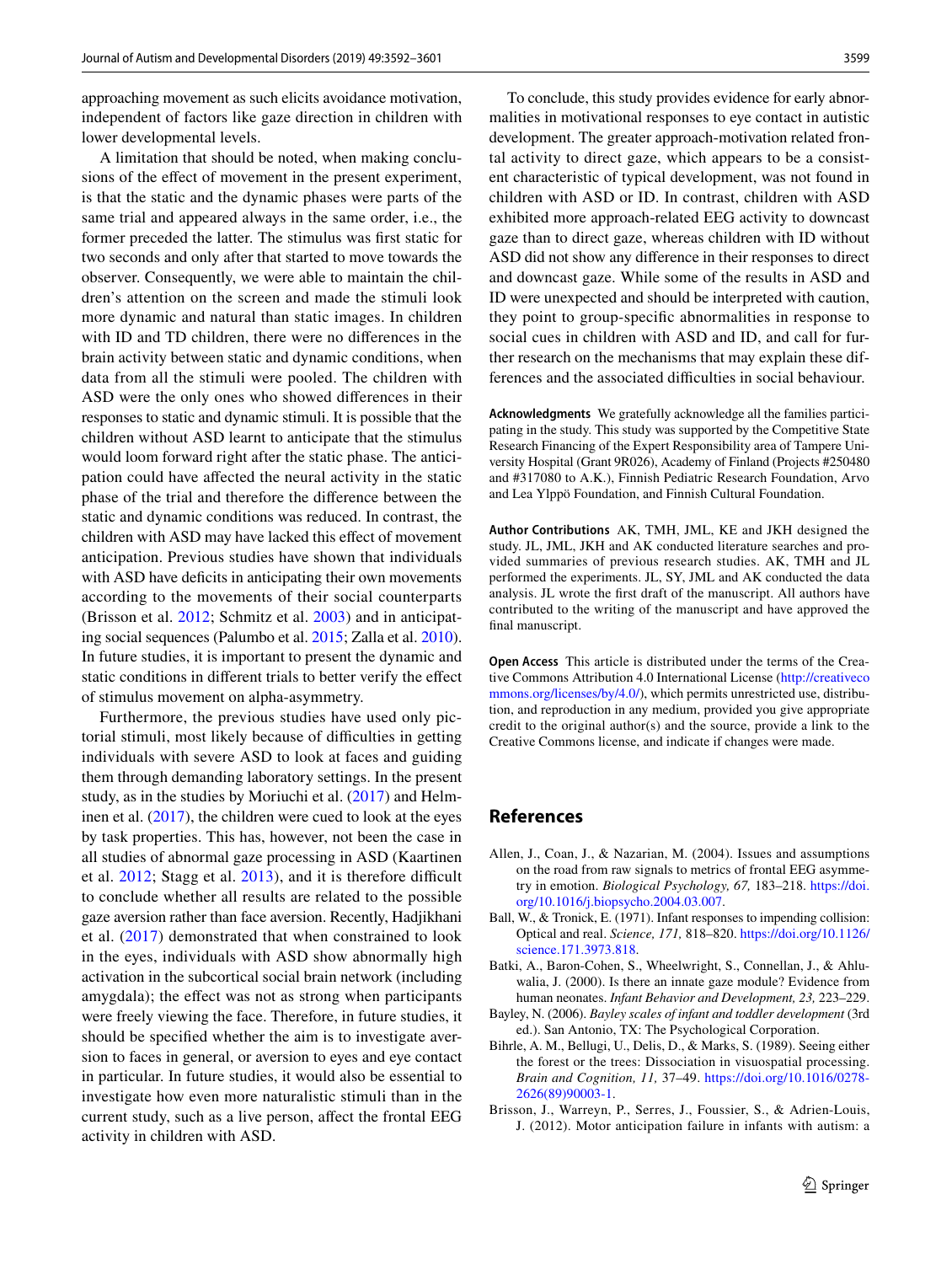approaching movement as such elicits avoidance motivation, independent of factors like gaze direction in children with lower developmental levels.

A limitation that should be noted, when making conclusions of the effect of movement in the present experiment, is that the static and the dynamic phases were parts of the same trial and appeared always in the same order, i.e., the former preceded the latter. The stimulus was first static for two seconds and only after that started to move towards the observer. Consequently, we were able to maintain the children's attention on the screen and made the stimuli look more dynamic and natural than static images. In children with ID and TD children, there were no differences in the brain activity between static and dynamic conditions, when data from all the stimuli were pooled. The children with ASD were the only ones who showed differences in their responses to static and dynamic stimuli. It is possible that the children without ASD learnt to anticipate that the stimulus would loom forward right after the static phase. The anticipation could have affected the neural activity in the static phase of the trial and therefore the difference between the static and dynamic conditions was reduced. In contrast, the children with ASD may have lacked this effect of movement anticipation. Previous studies have shown that individuals with ASD have deficits in anticipating their own movements according to the movements of their social counterparts (Brisson et al. 2012; Schmitz et al. 2003) and in anticipating social sequences (Palumbo et al. 2015; Zalla et al. 2010). In future studies, it is important to present the dynamic and static conditions in different trials to better verify the effect of stimulus movement on alpha-asymmetry.

Furthermore, the previous studies have used only pictorial stimuli, most likely because of difficulties in getting individuals with severe ASD to look at faces and guiding them through demanding laboratory settings. In the present study, as in the studies by Moriuchi et al. (2017) and Helminen et al. (2017), the children were cued to look at the eyes by task properties. This has, however, not been the case in all studies of abnormal gaze processing in ASD (Kaartinen et al. 2012; Stagg et al. 2013), and it is therefore difficult to conclude whether all results are related to the possible gaze aversion rather than face aversion. Recently, Hadjikhani et al. (2017) demonstrated that when constrained to look in the eyes, individuals with ASD show abnormally high activation in the subcortical social brain network (including amygdala); the effect was not as strong when participants were freely viewing the face. Therefore, in future studies, it should be specified whether the aim is to investigate aversion to faces in general, or aversion to eyes and eye contact in particular. In future studies, it would also be essential to investigate how even more naturalistic stimuli than in the current study, such as a live person, affect the frontal EEG activity in children with ASD.

To conclude, this study provides evidence for early abnormalities in motivational responses to eye contact in autistic development. The greater approach-motivation related frontal activity to direct gaze, which appears to be a consistent characteristic of typical development, was not found in children with ASD or ID. In contrast, children with ASD exhibited more approach-related EEG activity to downcast gaze than to direct gaze, whereas children with ID without ASD did not show any difference in their responses to direct and downcast gaze. While some of the results in ASD and ID were unexpected and should be interpreted with caution, they point to group-specific abnormalities in response to social cues in children with ASD and ID, and call for further research on the mechanisms that may explain these differences and the associated difficulties in social behaviour.

**Acknowledgments** We gratefully acknowledge all the families participating in the study. This study was supported by the Competitive State Research Financing of the Expert Responsibility area of Tampere University Hospital (Grant 9R026), Academy of Finland (Projects #250480 and #317080 to A.K.), Finnish Pediatric Research Foundation, Arvo and Lea Ylppö Foundation, and Finnish Cultural Foundation.

**Author Contributions** AK, TMH, JML, KE and JKH designed the study. JL, JML, JKH and AK conducted literature searches and provided summaries of previous research studies. AK, TMH and JL performed the experiments. JL, SY, JML and AK conducted the data analysis. JL wrote the first draft of the manuscript. All authors have contributed to the writing of the manuscript and have approved the final manuscript.

**Open Access** This article is distributed under the terms of the Creative Commons Attribution 4.0 International License (http://creativecommons.org/licenses/by/4.0/), which permits unrestricted use, distribution, and reproduction in any medium, provided you give appropriate credit to the original author(s) and the source, provide a link to the Creative Commons license, and indicate if changes were made.

## References

Allen, J., Coan, J., & Nazarian, M. (2004). Issues and assumptions on the road from raw signals to metrics of frontal EEG asymmetry in emotion. *Biological Psychology, 67,* 183–218. https://doi.org/10.1016/j.biopsycho.2004.03.007.

Ball, W., & Tronick, E. (1971). Infant responses to impending collision: Optical and real. *Science, 171,* 818–820. https://doi.org/10.1126/science.171.3973.818.

Batki, A., Baron-Cohen, S., Wheelwright, S., Connellan, J., & Ahluwalia, J. (2000). Is there an innate gaze module? Evidence from human neonates. *Infant Behavior and Development, 23,* 223–229.

Bayley, N. (2006). *Bayley scales of infant and toddler development* (3rd ed.). San Antonio, TX: The Psychological Corporation.

Bihrle, A. M., Bellugi, U., Delis, D., & Marks, S. (1989). Seeing either the forest or the trees: Dissociation in visuospatial processing. *Brain and Cognition, 11,* 37–49. https://doi.org/10.1016/0278-2626(89)90003-1.

Brisson, J., Warreyn, P., Serres, J., Foussier, S., & Adrien-Louis, J. (2012). Motor anticipation failure in infants with autism: a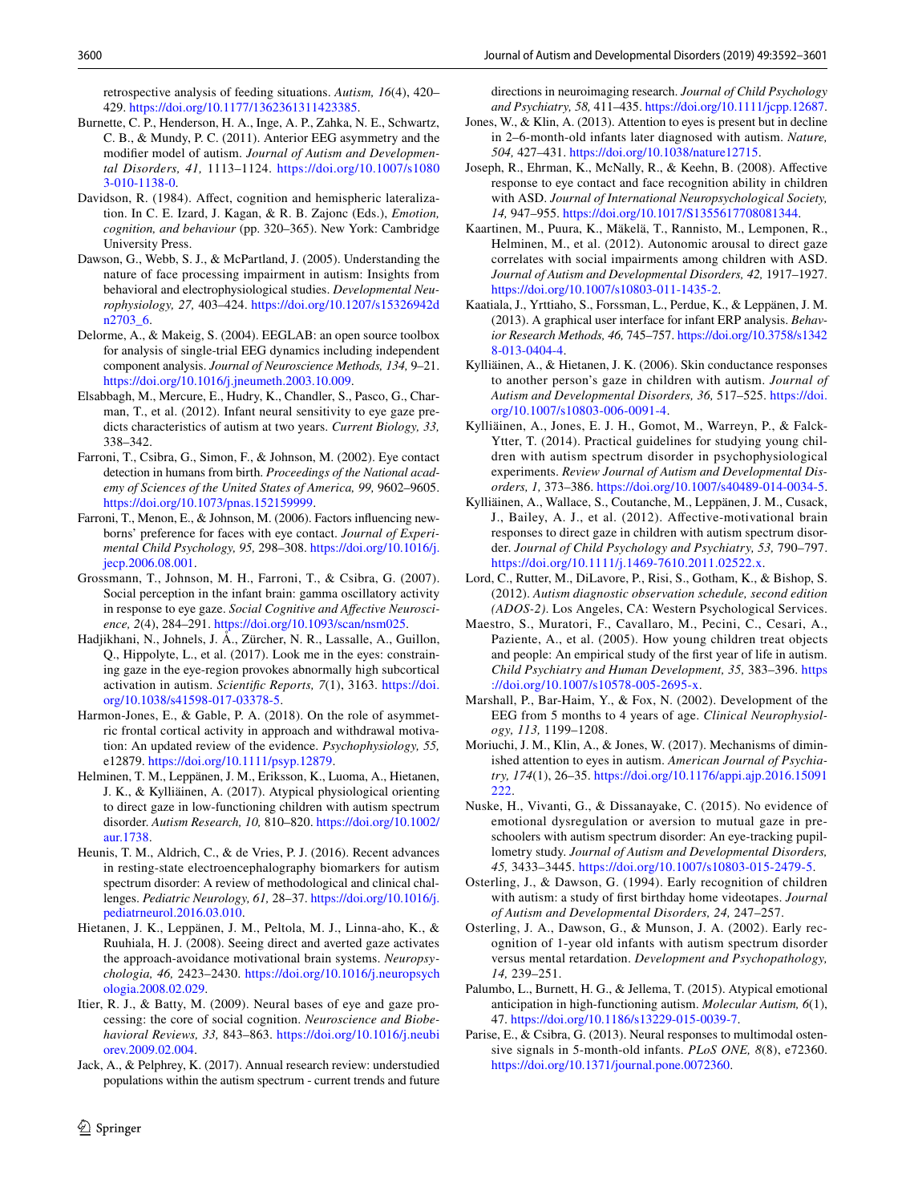retrospective analysis of feeding situations. *Autism, 16*(4), 420–429. https://doi.org/10.1177/1362361311423385.

Burnette, C. P., Henderson, H. A., Inge, A. P., Zahka, N. E., Schwartz, C. B., & Mundy, P. C. (2011). Anterior EEG asymmetry and the modifier model of autism. *Journal of Autism and Developmental Disorders, 41,* 1113–1124. https://doi.org/10.1007/s10803-010-1138-0.

Davidson, R. (1984). Affect, cognition and hemispheric lateralization. In C. E. Izard, J. Kagan, & R. B. Zajonc (Eds.), *Emotion, cognition, and behaviour* (pp. 320–365). New York: Cambridge University Press.

Dawson, G., Webb, S. J., & McPartland, J. (2005). Understanding the nature of face processing impairment in autism: Insights from behavioral and electrophysiological studies. *Developmental Neurophysiology, 27,* 403–424. https://doi.org/10.1207/s15326942dn2703_6.

Delorme, A., & Makeig, S. (2004). EEGLAB: an open source toolbox for analysis of single-trial EEG dynamics including independent component analysis. *Journal of Neuroscience Methods, 134,* 9–21. https://doi.org/10.1016/j.jneumeth.2003.10.009.

Elsabbagh, M., Mercure, E., Hudry, K., Chandler, S., Pasco, G., Charman, T., et al. (2012). Infant neural sensitivity to eye gaze predicts characteristics of autism at two years. *Current Biology, 33,* 338–342.

Farroni, T., Csibra, G., Simon, F., & Johnson, M. (2002). Eye contact detection in humans from birth. *Proceedings of the National academy of Sciences of the United States of America, 99,* 9602–9605. https://doi.org/10.1073/pnas.152159999.

Farroni, T., Menon, E., & Johnson, M. (2006). Factors influencing newborns' preference for faces with eye contact. *Journal of Experimental Child Psychology, 95,* 298–308. https://doi.org/10.1016/j.jecp.2006.08.001.

Grossmann, T., Johnson, M. H., Farroni, T., & Csibra, G. (2007). Social perception in the infant brain: gamma oscillatory activity in response to eye gaze. *Social Cognitive and Affective Neuroscience, 2*(4), 284–291. https://doi.org/10.1093/scan/nsm025.

Hadjikhani, N., Johnels, J. Å., Zürcher, N. R., Lassalle, A., Guillon, Q., Hippolyte, L., et al. (2017). Look me in the eyes: constraining gaze in the eye-region provokes abnormally high subcortical activation in autism. *Scientific Reports, 7*(1), 3163. https://doi.org/10.1038/s41598-017-03378-5.

Harmon-Jones, E., & Gable, P. A. (2018). On the role of asymmetric frontal cortical activity in approach and withdrawal motivation: An updated review of the evidence. *Psychophysiology, 55,* e12879. https://doi.org/10.1111/psyp.12879.

Helminen, T. M., Leppänen, J. M., Eriksson, K., Luoma, A., Hietanen, J. K., & Kylliäinen, A. (2017). Atypical physiological orienting to direct gaze in low-functioning children with autism spectrum disorder. *Autism Research, 10,* 810–820. https://doi.org/10.1002/aur.1738.

Heunis, T. M., Aldrich, C., & de Vries, P. J. (2016). Recent advances in resting-state electroencephalography biomarkers for autism spectrum disorder: A review of methodological and clinical challenges. *Pediatric Neurology, 61,* 28–37. https://doi.org/10.1016/j.pediatrneurol.2016.03.010.

Hietanen, J. K., Leppänen, J. M., Peltola, M. J., Linna-aho, K., & Ruuhiala, H. J. (2008). Seeing direct and averted gaze activates the approach-avoidance motivational brain systems. *Neuropsychologia, 46,* 2423–2430. https://doi.org/10.1016/j.neuropsychologia.2008.02.029.

Itier, R. J., & Batty, M. (2009). Neural bases of eye and gaze processing: the core of social cognition. *Neuroscience and Biobehavioral Reviews, 33,* 843–863. https://doi.org/10.1016/j.neubiorev.2009.02.004.

Jack, A., & Pelphrey, K. (2017). Annual research review: understudied populations within the autism spectrum - current trends and future directions in neuroimaging research. *Journal of Child Psychology and Psychiatry, 58,* 411–435. https://doi.org/10.1111/jcpp.12687.

Jones, W., & Klin, A. (2013). Attention to eyes is present but in decline in 2–6-month-old infants later diagnosed with autism. *Nature, 504,* 427–431. https://doi.org/10.1038/nature12715.

Joseph, R., Ehrman, K., McNally, R., & Keehn, B. (2008). Affective response to eye contact and face recognition ability in children with ASD. *Journal of International Neuropsychological Society, 14,* 947–955. https://doi.org/10.1017/S1355617708081344.

Kaartinen, M., Puura, K., Mäkelä, T., Rannisto, M., Lemponen, R., Helminen, M., et al. (2012). Autonomic arousal to direct gaze correlates with social impairments among children with ASD. *Journal of Autism and Developmental Disorders, 42,* 1917–1927. https://doi.org/10.1007/s10803-011-1435-2.

Kaatiala, J., Yrttiaho, S., Forssman, L., Perdue, K., & Leppänen, J. M. (2013). A graphical user interface for infant ERP analysis. *Behavior Research Methods, 46,* 745–757. https://doi.org/10.3758/s13428-013-0404-4.

Kylliäinen, A., & Hietanen, J. K. (2006). Skin conductance responses to another person's gaze in children with autism. *Journal of Autism and Developmental Disorders, 36,* 517–525. https://doi.org/10.1007/s10803-006-0091-4.

Kylliäinen, A., Jones, E. J. H., Gomot, M., Warreyn, P., & Falck-Ytter, T. (2014). Practical guidelines for studying young children with autism spectrum disorder in psychophysiological experiments. *Review Journal of Autism and Developmental Disorders, 1,* 373–386. https://doi.org/10.1007/s40489-014-0034-5.

Kylliäinen, A., Wallace, S., Coutanche, M., Leppänen, J. M., Cusack, J., Bailey, A. J., et al. (2012). Affective-motivational brain responses to direct gaze in children with autism spectrum disorder. *Journal of Child Psychology and Psychiatry, 53,* 790–797. https://doi.org/10.1111/j.1469-7610.2011.02522.x.

Lord, C., Rutter, M., DiLavore, P., Risi, S., Gotham, K., & Bishop, S. (2012). *Autism diagnostic observation schedule, second edition (ADOS-2)*. Los Angeles, CA: Western Psychological Services.

Maestro, S., Muratori, F., Cavallaro, M., Pecini, C., Cesari, A., Paziente, A., et al. (2005). How young children treat objects and people: An empirical study of the first year of life in autism. *Child Psychiatry and Human Development, 35,* 383–396. https://doi.org/10.1007/s10578-005-2695-x.

Marshall, P., Bar-Haim, Y., & Fox, N. (2002). Development of the EEG from 5 months to 4 years of age. *Clinical Neurophysiology, 113,* 1199–1208.

Moriuchi, J. M., Klin, A., & Jones, W. (2017). Mechanisms of diminished attention to eyes in autism. *American Journal of Psychiatry, 174*(1), 26–35. https://doi.org/10.1176/appi.ajp.2016.15091222.

Nuske, H., Vivanti, G., & Dissanayake, C. (2015). No evidence of emotional dysregulation or aversion to mutual gaze in preschoolers with autism spectrum disorder: An eye-tracking pupillometry study. *Journal of Autism and Developmental Disorders, 45,* 3433–3445. https://doi.org/10.1007/s10803-015-2479-5.

Osterling, J., & Dawson, G. (1994). Early recognition of children with autism: a study of first birthday home videotapes. *Journal of Autism and Developmental Disorders, 24,* 247–257.

Osterling, J. A., Dawson, G., & Munson, J. A. (2002). Early recognition of 1-year old infants with autism spectrum disorder versus mental retardation. *Development and Psychopathology, 14,* 239–251.

Palumbo, L., Burnett, H. G., & Jellema, T. (2015). Atypical emotional anticipation in high-functioning autism. *Molecular Autism, 6*(1), 47. https://doi.org/10.1186/s13229-015-0039-7.

Parise, E., & Csibra, G. (2013). Neural responses to multimodal ostensive signals in 5-month-old infants. *PLoS ONE, 8*(8), e72360. https://doi.org/10.1371/journal.pone.0072360.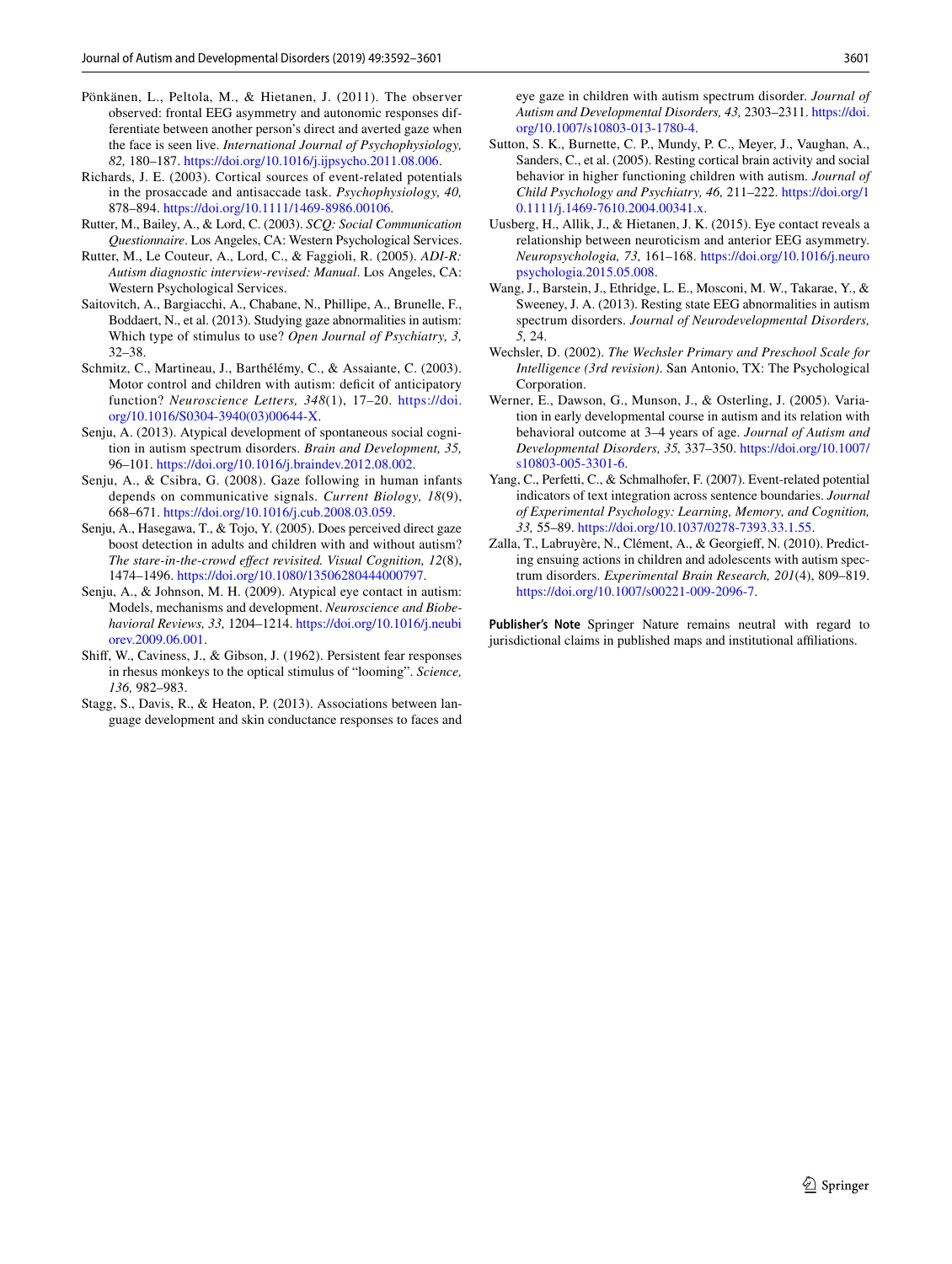Pönkänen, L., Peltola, M., & Hietanen, J. (2011). The observer observed: frontal EEG asymmetry and autonomic responses differentiate between another person's direct and averted gaze when the face is seen live. *International Journal of Psychophysiology, 82,* 180–187. https://doi.org/10.1016/j.ijpsycho.2011.08.006.

Richards, J. E. (2003). Cortical sources of event-related potentials in the prosaccade and antisaccade task. *Psychophysiology, 40,* 878–894. https://doi.org/10.1111/1469-8986.00106.

Rutter, M., Bailey, A., & Lord, C. (2003). *SCQ: Social Communication Questionnaire*. Los Angeles, CA: Western Psychological Services.

Rutter, M., Le Couteur, A., Lord, C., & Faggioli, R. (2005). *ADI-R: Autism diagnostic interview-revised: Manual*. Los Angeles, CA: Western Psychological Services.

Saitovitch, A., Bargiacchi, A., Chabane, N., Phillipe, A., Brunelle, F., Boddaert, N., et al. (2013). Studying gaze abnormalities in autism: Which type of stimulus to use? *Open Journal of Psychiatry, 3,* 32–38.

Schmitz, C., Martineau, J., Barthélémy, C., & Assaiante, C. (2003). Motor control and children with autism: deficit of anticipatory function? *Neuroscience Letters, 348*(1), 17–20. https://doi.org/10.1016/S0304-3940(03)00644-X.

Senju, A. (2013). Atypical development of spontaneous social cognition in autism spectrum disorders. *Brain and Development, 35,* 96–101. https://doi.org/10.1016/j.braindev.2012.08.002.

Senju, A., & Csibra, G. (2008). Gaze following in human infants depends on communicative signals. *Current Biology, 18*(9), 668–671. https://doi.org/10.1016/j.cub.2008.03.059.

Senju, A., Hasegawa, T., & Tojo, Y. (2005). Does perceived direct gaze boost detection in adults and children with and without autism? *The stare-in-the-crowd effect revisited. Visual Cognition, 12*(8), 1474–1496. https://doi.org/10.1080/13506280444000797.

Senju, A., & Johnson, M. H. (2009). Atypical eye contact in autism: Models, mechanisms and development. *Neuroscience and Biobehavioral Reviews, 33,* 1204–1214. https://doi.org/10.1016/j.neubiorev.2009.06.001.

Shiff, W., Caviness, J., & Gibson, J. (1962). Persistent fear responses in rhesus monkeys to the optical stimulus of "looming". *Science, 136,* 982–983.

Stagg, S., Davis, R., & Heaton, P. (2013). Associations between language development and skin conductance responses to faces and eye gaze in children with autism spectrum disorder. *Journal of Autism and Developmental Disorders, 43,* 2303–2311. https://doi.org/10.1007/s10803-013-1780-4.

Sutton, S. K., Burnette, C. P., Mundy, P. C., Meyer, J., Vaughan, A., Sanders, C., et al. (2005). Resting cortical brain activity and social behavior in higher functioning children with autism. *Journal of Child Psychology and Psychiatry, 46,* 211–222. https://doi.org/10.1111/j.1469-7610.2004.00341.x.

Uusberg, H., Allik, J., & Hietanen, J. K. (2015). Eye contact reveals a relationship between neuroticism and anterior EEG asymmetry. *Neuropsychologia, 73,* 161–168. https://doi.org/10.1016/j.neuropsychologia.2015.05.008.

Wang, J., Barstein, J., Ethridge, L. E., Mosconi, M. W., Takarae, Y., & Sweeney, J. A. (2013). Resting state EEG abnormalities in autism spectrum disorders. *Journal of Neurodevelopmental Disorders, 5,* 24.

Wechsler, D. (2002). *The Wechsler Primary and Preschool Scale for Intelligence (3rd revision)*. San Antonio, TX: The Psychological Corporation.

Werner, E., Dawson, G., Munson, J., & Osterling, J. (2005). Variation in early developmental course in autism and its relation with behavioral outcome at 3–4 years of age. *Journal of Autism and Developmental Disorders, 35,* 337–350. https://doi.org/10.1007/s10803-005-3301-6.

Yang, C., Perfetti, C., & Schmalhofer, F. (2007). Event-related potential indicators of text integration across sentence boundaries. *Journal of Experimental Psychology: Learning, Memory, and Cognition, 33,* 55–89. https://doi.org/10.1037/0278-7393.33.1.55.

Zalla, T., Labruyère, N., Clément, A., & Georgieff, N. (2010). Predicting ensuing actions in children and adolescents with autism spectrum disorders. *Experimental Brain Research, 201*(4), 809–819. https://doi.org/10.1007/s00221-009-2096-7.

**Publisher's Note** Springer Nature remains neutral with regard to jurisdictional claims in published maps and institutional affiliations.